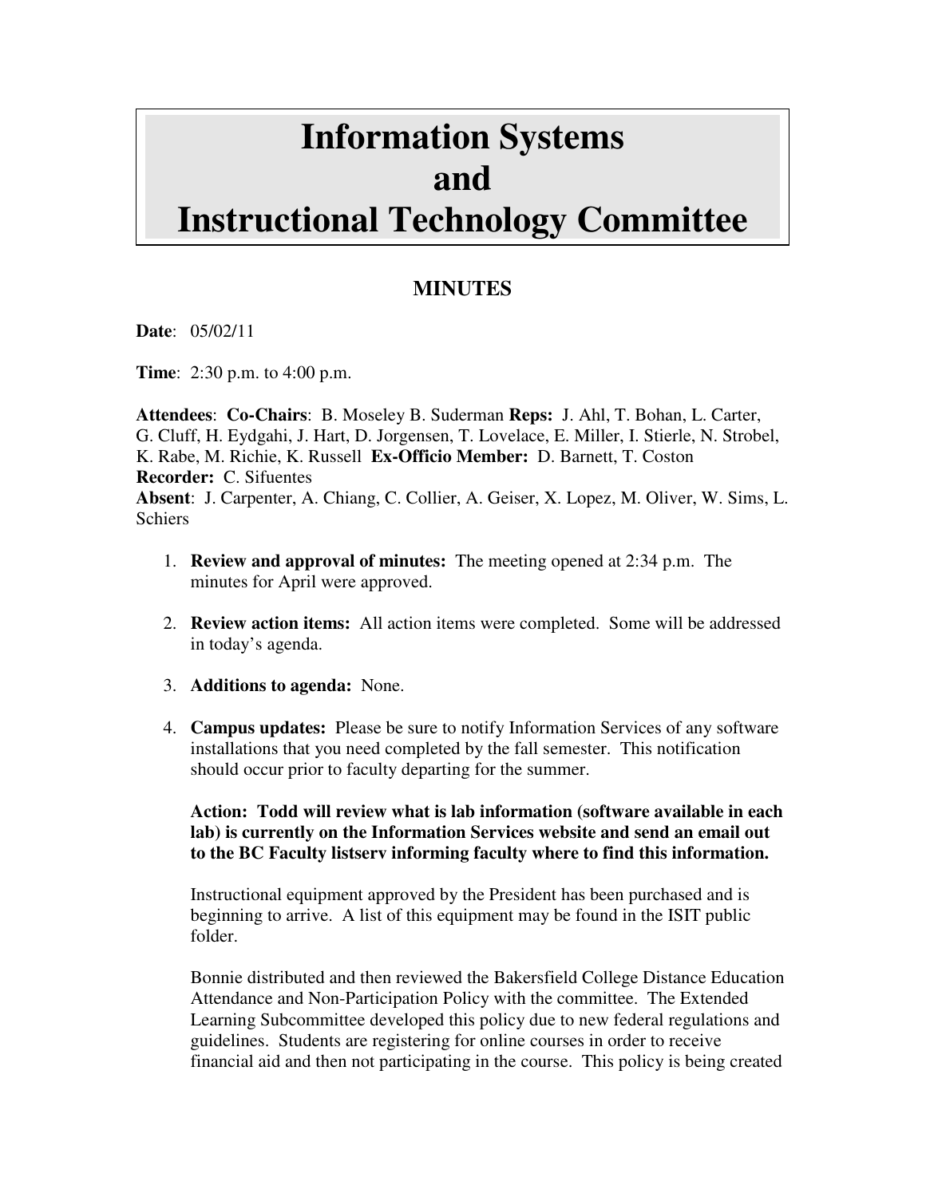# Information Systems and Instructional Technology Committee

## MINUTES

**Date**: 05/02/11

**Time**: 2:30 p.m. to 4:00 p.m.

**Attendees**: **Co-Chairs**: B. Moseley B. Suderman **Reps:** J. Ahl, T. Bohan, L. Carter, G. Cluff, H. Eydgahi, J. Hart, D. Jorgensen, T. Lovelace, E. Miller, I. Stierle, N. Strobel, K. Rabe, M. Richie, K. Russell **Ex-Officio Member:** D. Barnett, T. Coston
**Recorder:** C. Sifuentes
**Absent**: J. Carpenter, A. Chiang, C. Collier, A. Geiser, X. Lopez, M. Oliver, W. Sims, L. Schiers

1. **Review and approval of minutes:** The meeting opened at 2:34 p.m. The minutes for April were approved.

2. **Review action items:** All action items were completed. Some will be addressed in today's agenda.

3. **Additions to agenda:** None.

4. **Campus updates:** Please be sure to notify Information Services of any software installations that you need completed by the fall semester. This notification should occur prior to faculty departing for the summer.

   **Action: Todd will review what is lab information (software available in each lab) is currently on the Information Services website and send an email out to the BC Faculty listserv informing faculty where to find this information.**

   Instructional equipment approved by the President has been purchased and is beginning to arrive. A list of this equipment may be found in the ISIT public folder.

   Bonnie distributed and then reviewed the Bakersfield College Distance Education Attendance and Non-Participation Policy with the committee. The Extended Learning Subcommittee developed this policy due to new federal regulations and guidelines. Students are registering for online courses in order to receive financial aid and then not participating in the course. This policy is being created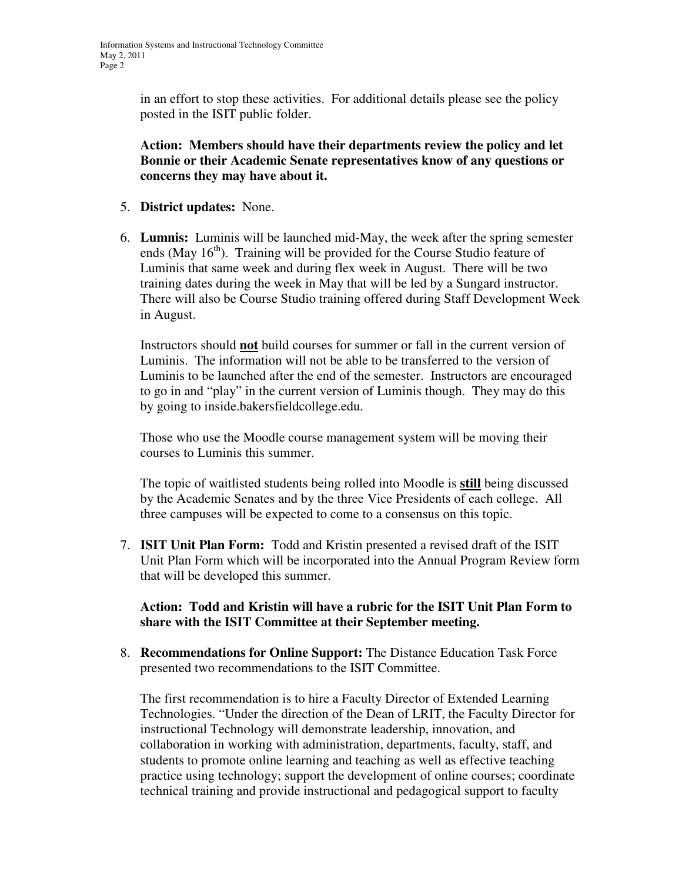in an effort to stop these activities. For additional details please see the policy posted in the ISIT public folder.

**Action: Members should have their departments review the policy and let Bonnie or their Academic Senate representatives know of any questions or concerns they may have about it.**

5. **District updates:** None.

6. **Lumnis:** Luminis will be launched mid-May, the week after the spring semester ends (May 16th). Training will be provided for the Course Studio feature of Luminis that same week and during flex week in August. There will be two training dates during the week in May that will be led by a Sungard instructor. There will also be Course Studio training offered during Staff Development Week in August.

   Instructors should **not** build courses for summer or fall in the current version of Luminis. The information will not be able to be transferred to the version of Luminis to be launched after the end of the semester. Instructors are encouraged to go in and "play" in the current version of Luminis though. They may do this by going to inside.bakersfieldcollege.edu.

   Those who use the Moodle course management system will be moving their courses to Luminis this summer.

   The topic of waitlisted students being rolled into Moodle is **still** being discussed by the Academic Senates and by the three Vice Presidents of each college. All three campuses will be expected to come to a consensus on this topic.

7. **ISIT Unit Plan Form:** Todd and Kristin presented a revised draft of the ISIT Unit Plan Form which will be incorporated into the Annual Program Review form that will be developed this summer.

   **Action: Todd and Kristin will have a rubric for the ISIT Unit Plan Form to share with the ISIT Committee at their September meeting.**

8. **Recommendations for Online Support:** The Distance Education Task Force presented two recommendations to the ISIT Committee.

   The first recommendation is to hire a Faculty Director of Extended Learning Technologies. "Under the direction of the Dean of LRIT, the Faculty Director for instructional Technology will demonstrate leadership, innovation, and collaboration in working with administration, departments, faculty, staff, and students to promote online learning and teaching as well as effective teaching practice using technology; support the development of online courses; coordinate technical training and provide instructional and pedagogical support to faculty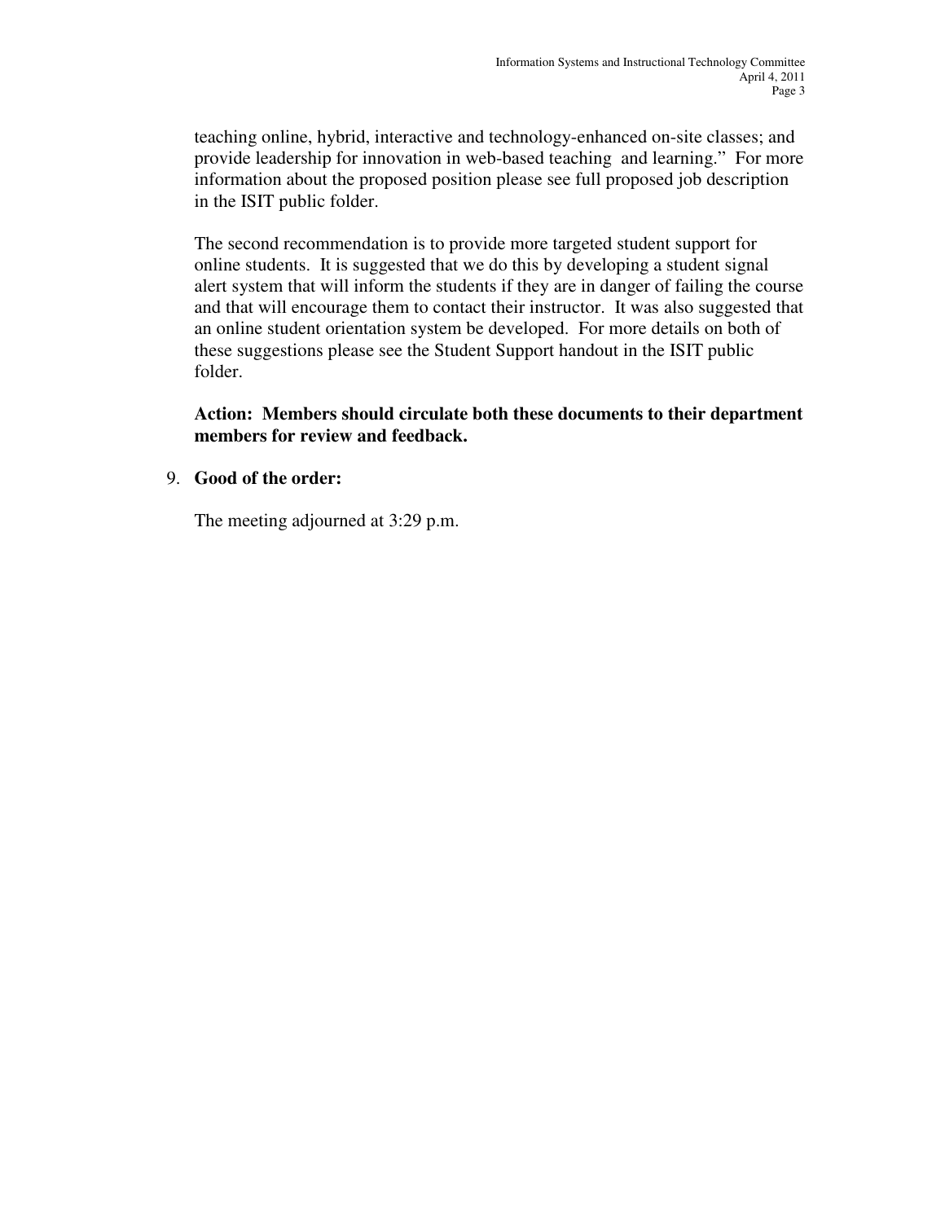teaching online, hybrid, interactive and technology-enhanced on-site classes; and provide leadership for innovation in web-based teaching and learning." For more information about the proposed position please see full proposed job description in the ISIT public folder.

The second recommendation is to provide more targeted student support for online students. It is suggested that we do this by developing a student signal alert system that will inform the students if they are in danger of failing the course and that will encourage them to contact their instructor. It was also suggested that an online student orientation system be developed. For more details on both of these suggestions please see the Student Support handout in the ISIT public folder.

**Action: Members should circulate both these documents to their department members for review and feedback.**

9. **Good of the order:**

   The meeting adjourned at 3:29 p.m.